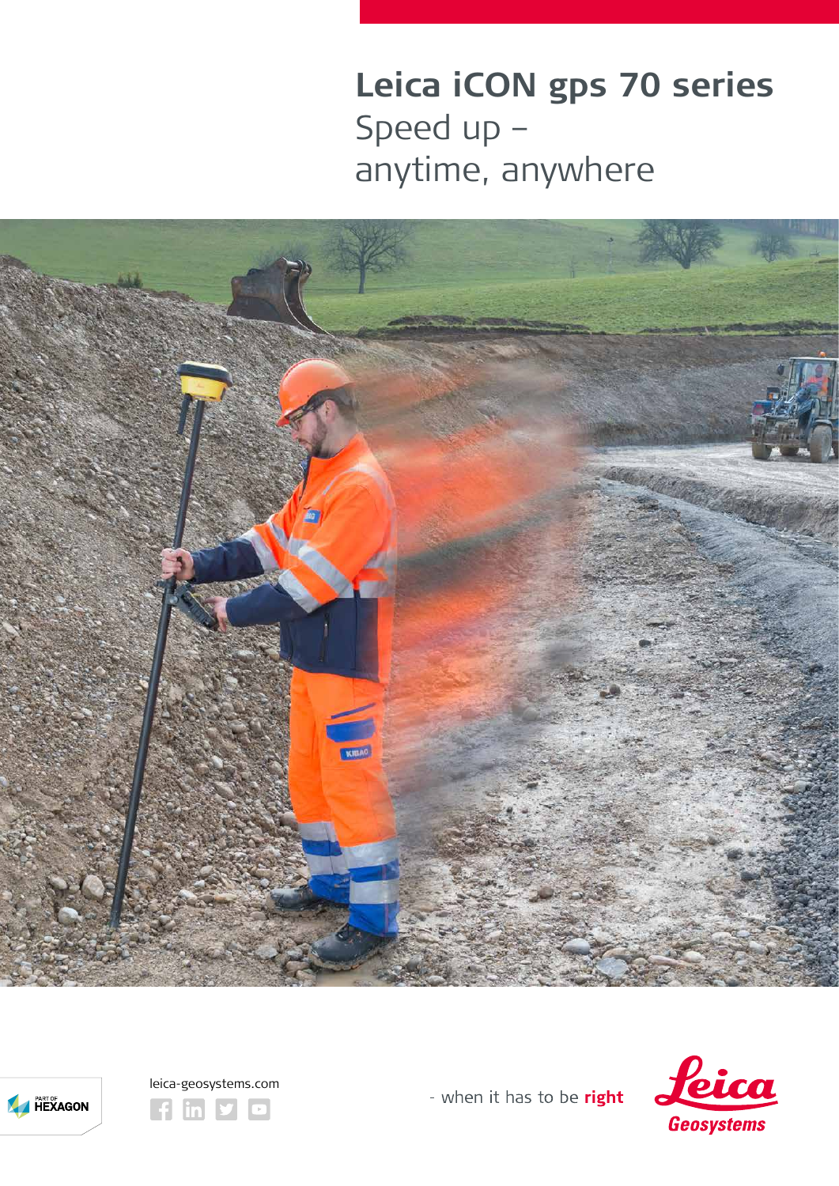# Leica iCON gps 70 series

Speed up –
anytime, anywhere

leica-geosystems.com

- when it has to be **right**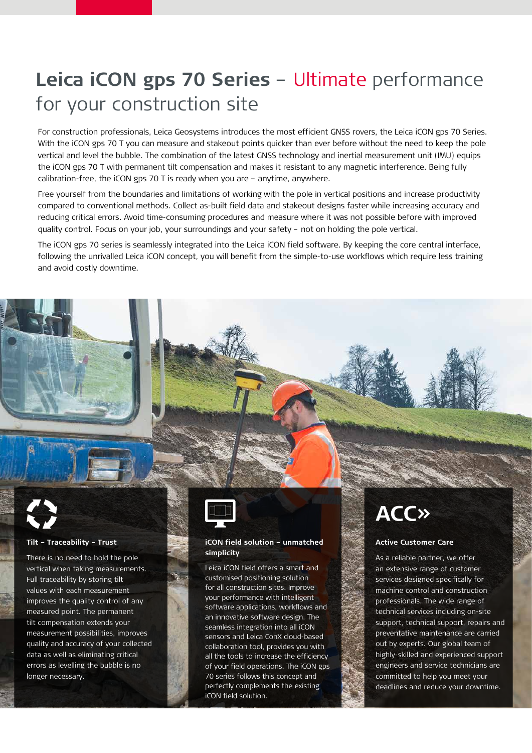# Leica iCON gps 70 Series – Ultimate performance for your construction site

For construction professionals, Leica Geosystems introduces the most efficient GNSS rovers, the Leica iCON gps 70 Series. With the iCON gps 70 T you can measure and stakeout points quicker than ever before without the need to keep the pole vertical and level the bubble. The combination of the latest GNSS technology and inertial measurement unit (IMU) equips the iCON gps 70 T with permanent tilt compensation and makes it resistant to any magnetic interference. Being fully calibration-free, the iCON gps 70 T is ready when you are – anytime, anywhere.

Free yourself from the boundaries and limitations of working with the pole in vertical positions and increase productivity compared to conventional methods. Collect as-built field data and stakeout designs faster while increasing accuracy and reducing critical errors. Avoid time-consuming procedures and measure where it was not possible before with improved quality control. Focus on your job, your surroundings and your safety – not on holding the pole vertical.

The iCON gps 70 series is seamlessly integrated into the Leica iCON field software. By keeping the core central interface, following the unrivalled Leica iCON concept, you will benefit from the simple-to-use workflows which require less training and avoid costly downtime.

### Tilt – Traceability – Trust

There is no need to hold the pole vertical when taking measurements. Full traceability by storing tilt values with each measurement improves the quality control of any measured point. The permanent tilt compensation extends your measurement possibilities, improves quality and accuracy of your collected data as well as eliminating critical errors as levelling the bubble is no longer necessary.

### iCON field solution – unmatched simplicity

Leica iCON field offers a smart and customised positioning solution for all construction sites. Improve your performance with intelligent software applications, workflows and an innovative software design. The seamless integration into all iCON sensors and Leica ConX cloud-based collaboration tool, provides you with all the tools to increase the efficiency of your field operations. The iCON gps 70 series follows this concept and perfectly complements the existing iCON field solution.

### Active Customer Care

As a reliable partner, we offer an extensive range of customer services designed specifically for machine control and construction professionals. The wide range of technical services including on-site support, technical support, repairs and preventative maintenance are carried out by experts. Our global team of highly-skilled and experienced support engineers and service technicians are committed to help you meet your deadlines and reduce your downtime.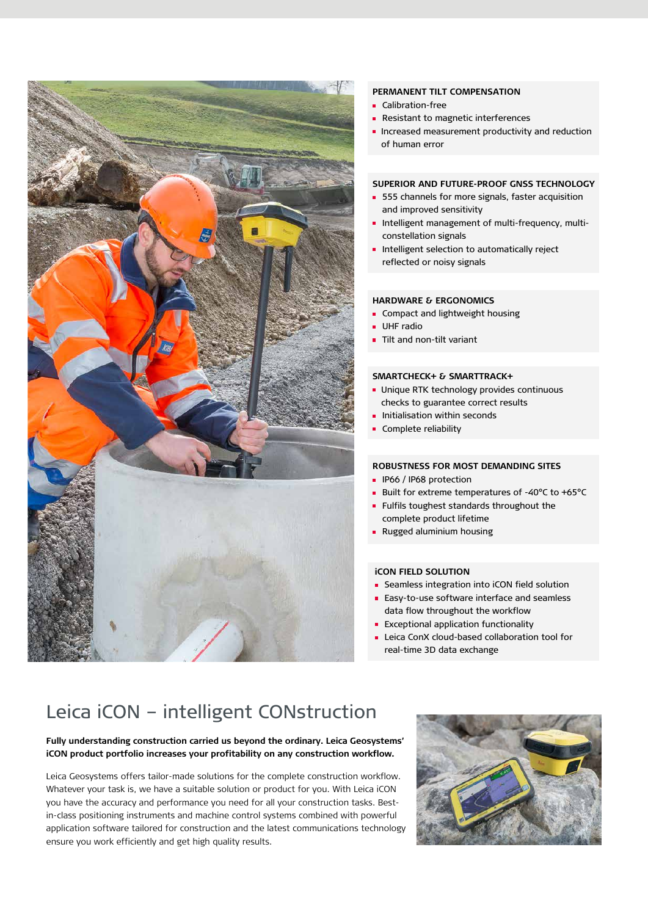### PERMANENT TILT COMPENSATION

- Calibration-free
- Resistant to magnetic interferences
- Increased measurement productivity and reduction of human error

### SUPERIOR AND FUTURE-PROOF GNSS TECHNOLOGY

- 555 channels for more signals, faster acquisition and improved sensitivity
- Intelligent management of multi-frequency, multi-constellation signals
- Intelligent selection to automatically reject reflected or noisy signals

### HARDWARE & ERGONOMICS

- Compact and lightweight housing
- UHF radio
- Tilt and non-tilt variant

### SMARTCHECK+ & SMARTTRACK+

- Unique RTK technology provides continuous checks to guarantee correct results
- Initialisation within seconds
- Complete reliability

### ROBUSTNESS FOR MOST DEMANDING SITES

- IP66 / IP68 protection
- Built for extreme temperatures of -40°C to +65°C
- Fulfils toughest standards throughout the complete product lifetime
- Rugged aluminium housing

### iCON FIELD SOLUTION

- Seamless integration into iCON field solution
- Easy-to-use software interface and seamless data flow throughout the workflow
- Exceptional application functionality
- Leica ConX cloud-based collaboration tool for real-time 3D data exchange

## Leica iCON – intelligent CONstruction

**Fully understanding construction carried us beyond the ordinary. Leica Geosystems' iCON product portfolio increases your profitability on any construction workflow.**

Leica Geosystems offers tailor-made solutions for the complete construction workflow. Whatever your task is, we have a suitable solution or product for you. With Leica iCON you have the accuracy and performance you need for all your construction tasks. Best-in-class positioning instruments and machine control systems combined with powerful application software tailored for construction and the latest communications technology ensure you work efficiently and get high quality results.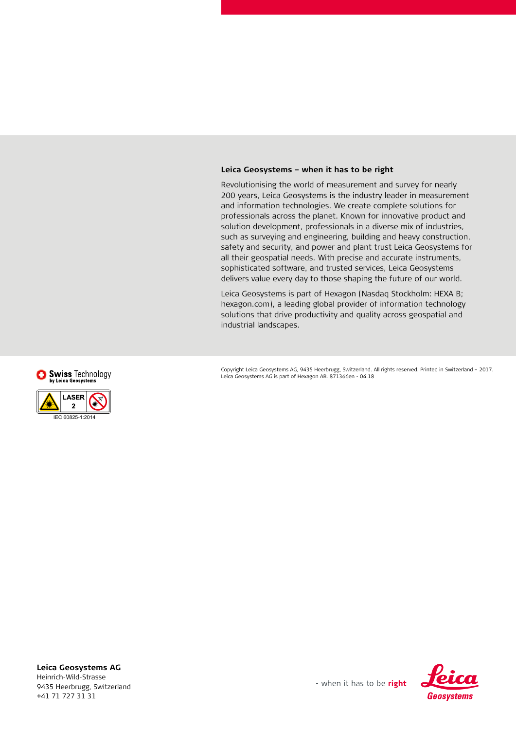**Leica Geosystems – when it has to be right**

Revolutionising the world of measurement and survey for nearly 200 years, Leica Geosystems is the industry leader in measurement and information technologies. We create complete solutions for professionals across the planet. Known for innovative product and solution development, professionals in a diverse mix of industries, such as surveying and engineering, building and heavy construction, safety and security, and power and plant trust Leica Geosystems for all their geospatial needs. With precise and accurate instruments, sophisticated software, and trusted services, Leica Geosystems delivers value every day to those shaping the future of our world.

Leica Geosystems is part of Hexagon (Nasdaq Stockholm: HEXA B; hexagon.com), a leading global provider of information technology solutions that drive productivity and quality across geospatial and industrial landscapes.

Swiss Technology by Leica Geosystems

LASER 2

IEC 60825-1:2014

Copyright Leica Geosystems AG, 9435 Heerbrugg, Switzerland. All rights reserved. Printed in Switzerland – 2017. Leica Geosystems AG is part of Hexagon AB. 871366en - 04.18

**Leica Geosystems AG**
Heinrich-Wild-Strasse
9435 Heerbrugg, Switzerland
+41 71 727 31 31

- when it has to be **right**

Leica Geosystems